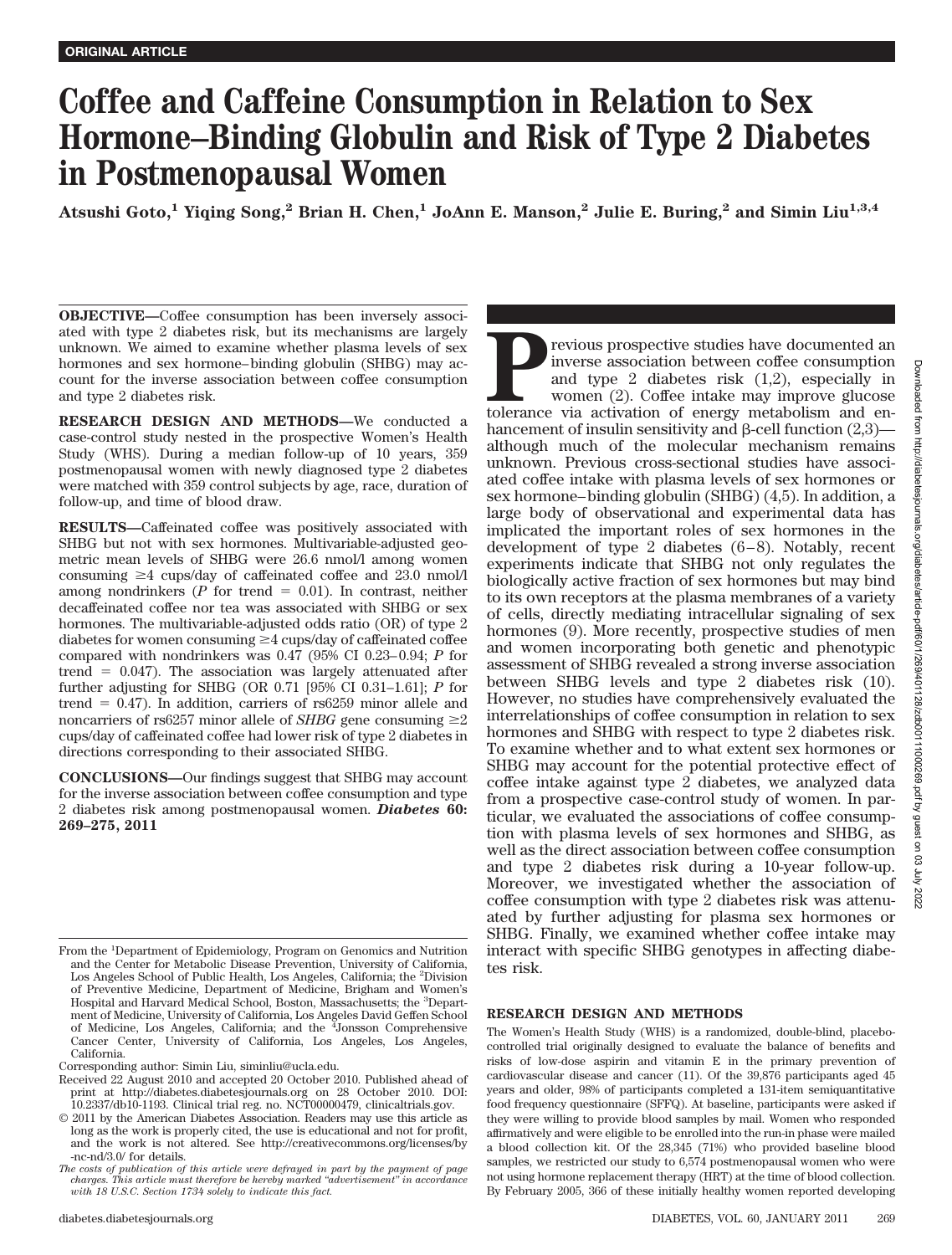ORIGINAL ARTICLE

# Coffee and Caffeine Consumption in Relation to Sex Hormone–Binding Globulin and Risk of Type 2 Diabetes in Postmenopausal Women

Atsushi Goto,[1] Yiqing Song,[2] Brian H. Chen,[1] JoAnn E. Manson,[2] Julie E. Buring,[2] and Simin Liu[1,3,4]

**OBJECTIVE—**Coffee consumption has been inversely associated with type 2 diabetes risk, but its mechanisms are largely unknown. We aimed to examine whether plasma levels of sex hormones and sex hormone–binding globulin (SHBG) may account for the inverse association between coffee consumption and type 2 diabetes risk.

**RESEARCH DESIGN AND METHODS—**We conducted a case-control study nested in the prospective Women's Health Study (WHS). During a median follow-up of 10 years, 359 postmenopausal women with newly diagnosed type 2 diabetes were matched with 359 control subjects by age, race, duration of follow-up, and time of blood draw.

**RESULTS—**Caffeinated coffee was positively associated with SHBG but not with sex hormones. Multivariable-adjusted geometric mean levels of SHBG were 26.6 nmol/l among women consuming ≥4 cups/day of caffeinated coffee and 23.0 nmol/l among nondrinkers ($P$ for trend = 0.01). In contrast, neither decaffeinated coffee nor tea was associated with SHBG or sex hormones. The multivariable-adjusted odds ratio (OR) of type 2 diabetes for women consuming ≥4 cups/day of caffeinated coffee compared with nondrinkers was 0.47 (95% CI 0.23–0.94; $P$ for trend = 0.047). The association was largely attenuated after further adjusting for SHBG (OR 0.71 [95% CI 0.31–1.61]; $P$ for trend = 0.47). In addition, carriers of rs6259 minor allele and noncarriers of rs6257 minor allele of *SHBG* gene consuming ≥2 cups/day of caffeinated coffee had lower risk of type 2 diabetes in directions corresponding to their associated SHBG.

**CONCLUSIONS—**Our findings suggest that SHBG may account for the inverse association between coffee consumption and type 2 diabetes risk among postmenopausal women. ***Diabetes* 60: 269–275, 2011**

From the [1]Department of Epidemiology, Program on Genomics and Nutrition and the Center for Metabolic Disease Prevention, University of California, Los Angeles School of Public Health, Los Angeles, California; the [2]Division of Preventive Medicine, Department of Medicine, Brigham and Women's Hospital and Harvard Medical School, Boston, Massachusetts; the [3]Department of Medicine, University of California, Los Angeles David Geffen School of Medicine, Los Angeles, California; and the [4]Jonsson Comprehensive Cancer Center, University of California, Los Angeles, Los Angeles, California.

Corresponding author: Simin Liu, siminliu@ucla.edu.

Received 22 August 2010 and accepted 20 October 2010. Published ahead of print at http://diabetes.diabetesjournals.org on 28 October 2010. DOI: 10.2337/db10-1193. Clinical trial reg. no. NCT00000479, clinicaltrials.gov.

© 2011 by the American Diabetes Association. Readers may use this article as long as the work is properly cited, the use is educational and not for profit, and the work is not altered. See http://creativecommons.org/licenses/by-nc-nd/3.0/ for details.

*The costs of publication of this article were defrayed in part by the payment of page charges. This article must therefore be hereby marked "advertisement" in accordance with 18 U.S.C. Section 1734 solely to indicate this fact.*

Previous prospective studies have documented an inverse association between coffee consumption and type 2 diabetes risk (1,2), especially in women (2). Coffee intake may improve glucose tolerance via activation of energy metabolism and enhancement of insulin sensitivity and β-cell function (2,3)—although much of the molecular mechanism remains unknown. Previous cross-sectional studies have associated coffee intake with plasma levels of sex hormones or sex hormone–binding globulin (SHBG) (4,5). In addition, a large body of observational and experimental data has implicated the important roles of sex hormones in the development of type 2 diabetes (6–8). Notably, recent experiments indicate that SHBG not only regulates the biologically active fraction of sex hormones but may bind to its own receptors at the plasma membranes of a variety of cells, directly mediating intracellular signaling of sex hormones (9). More recently, prospective studies of men and women incorporating both genetic and phenotypic assessment of SHBG revealed a strong inverse association between SHBG levels and type 2 diabetes risk (10). However, no studies have comprehensively evaluated the interrelationships of coffee consumption in relation to sex hormones and SHBG with respect to type 2 diabetes risk. To examine whether and to what extent sex hormones or SHBG may account for the potential protective effect of coffee intake against type 2 diabetes, we analyzed data from a prospective case-control study of women. In particular, we evaluated the associations of coffee consumption with plasma levels of sex hormones and SHBG, as well as the direct association between coffee consumption and type 2 diabetes risk during a 10-year follow-up. Moreover, we investigated whether the association of coffee consumption with type 2 diabetes risk was attenuated by further adjusting for plasma sex hormones or SHBG. Finally, we examined whether coffee intake may interact with specific SHBG genotypes in affecting diabetes risk.

## RESEARCH DESIGN AND METHODS

The Women's Health Study (WHS) is a randomized, double-blind, placebo-controlled trial originally designed to evaluate the balance of benefits and risks of low-dose aspirin and vitamin E in the primary prevention of cardiovascular disease and cancer (11). Of the 39,876 participants aged 45 years and older, 98% of participants completed a 131-item semiquantitative food frequency questionnaire (SFFQ). At baseline, participants were asked if they were willing to provide blood samples by mail. Women who responded affirmatively and were eligible to be enrolled into the run-in phase were mailed a blood collection kit. Of the 28,345 (71%) who provided baseline blood samples, we restricted our study to 6,574 postmenopausal women who were not using hormone replacement therapy (HRT) at the time of blood collection. By February 2005, 366 of these initially healthy women reported developing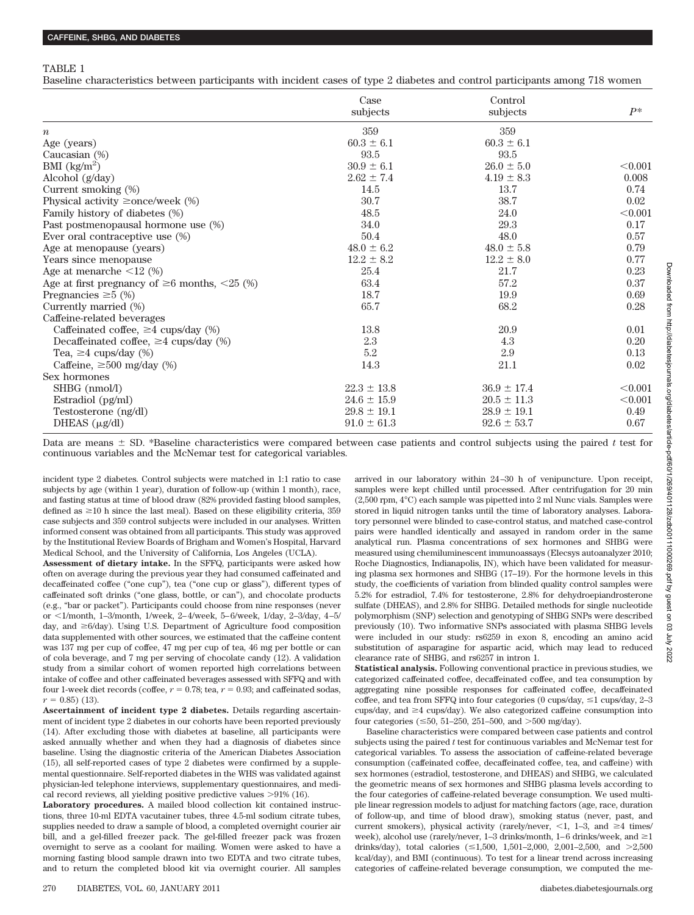TABLE 1

Baseline characteristics between participants with incident cases of type 2 diabetes and control participants among 718 women

| | Case subjects | Control subjects | $P$* |
|---|---|---|---|
| $n$ | 359 | 359 | |
| Age (years) | 60.3 ± 6.1 | 60.3 ± 6.1 | |
| Caucasian (%) | 93.5 | 93.5 | |
| BMI (kg/m$^2$) | 30.9 ± 6.1 | 26.0 ± 5.0 | <0.001 |
| Alcohol (g/day) | 2.62 ± 7.4 | 4.19 ± 8.3 | 0.008 |
| Current smoking (%) | 14.5 | 13.7 | 0.74 |
| Physical activity ≥once/week (%) | 30.7 | 38.7 | 0.02 |
| Family history of diabetes (%) | 48.5 | 24.0 | <0.001 |
| Past postmenopausal hormone use (%) | 34.0 | 29.3 | 0.17 |
| Ever oral contraceptive use (%) | 50.4 | 48.0 | 0.57 |
| Age at menopause (years) | 48.0 ± 6.2 | 48.0 ± 5.8 | 0.79 |
| Years since menopause | 12.2 ± 8.2 | 12.2 ± 8.0 | 0.77 |
| Age at menarche <12 (%) | 25.4 | 21.7 | 0.23 |
| Age at first pregnancy of ≥6 months, <25 (%) | 63.4 | 57.2 | 0.37 |
| Pregnancies ≥5 (%) | 18.7 | 19.9 | 0.69 |
| Currently married (%) | 65.7 | 68.2 | 0.28 |
| Caffeine-related beverages | | | |
| Caffeinated coffee, ≥4 cups/day (%) | 13.8 | 20.9 | 0.01 |
| Decaffeinated coffee, ≥4 cups/day (%) | 2.3 | 4.3 | 0.20 |
| Tea, ≥4 cups/day (%) | 5.2 | 2.9 | 0.13 |
| Caffeine, ≥500 mg/day (%) | 14.3 | 21.1 | 0.02 |
| Sex hormones | | | |
| SHBG (nmol/l) | 22.3 ± 13.8 | 36.9 ± 17.4 | <0.001 |
| Estradiol (pg/ml) | 24.6 ± 15.9 | 20.5 ± 11.3 | <0.001 |
| Testosterone (ng/dl) | 29.8 ± 19.1 | 28.9 ± 19.1 | 0.49 |
| DHEAS (μg/dl) | 91.0 ± 61.3 | 92.6 ± 53.7 | 0.67 |

Data are means ± SD. *Baseline characteristics were compared between case patients and control subjects using the paired $t$ test for continuous variables and the McNemar test for categorical variables.

incident type 2 diabetes. Control subjects were matched in 1:1 ratio to case subjects by age (within 1 year), duration of follow-up (within 1 month), race, and fasting status at time of blood draw (82% provided fasting blood samples, defined as ≥10 h since the last meal). Based on these eligibility criteria, 359 case subjects and 359 control subjects were included in our analyses. Written informed consent was obtained from all participants. This study was approved by the Institutional Review Boards of Brigham and Women's Hospital, Harvard Medical School, and the University of California, Los Angeles (UCLA).

**Assessment of dietary intake.** In the SFFQ, participants were asked how often on average during the previous year they had consumed caffeinated and decaffeinated coffee ("one cup"), tea ("one cup or glass"), different types of caffeinated soft drinks ("one glass, bottle, or can"), and chocolate products (e.g., "bar or packet"). Participants could choose from nine responses (never or <1/month, 1–3/month, 1/week, 2–4/week, 5–6/week, 1/day, 2–3/day, 4–5/day, and ≥6/day). Using U.S. Department of Agriculture food composition data supplemented with other sources, we estimated that the caffeine content was 137 mg per cup of coffee, 47 mg per cup of tea, 46 mg per bottle or can of cola beverage, and 7 mg per serving of chocolate candy (12). A validation study from a similar cohort of women reported high correlations between intake of coffee and other caffeinated beverages assessed with SFFQ and with four 1-week diet records (coffee, $r = 0.78$; tea, $r = 0.93$; and caffeinated sodas, $r = 0.85$) (13).

**Ascertainment of incident type 2 diabetes.** Details regarding ascertainment of incident type 2 diabetes in our cohorts have been reported previously (14). After excluding those with diabetes at baseline, all participants were asked annually whether and when they had a diagnosis of diabetes since baseline. Using the diagnostic criteria of the American Diabetes Association (15), all self-reported cases of type 2 diabetes were confirmed by a supplemental questionnaire. Self-reported diabetes in the WHS was validated against physician-led telephone interviews, supplementary questionnaires, and medical record reviews, all yielding positive predictive values >91% (16).

**Laboratory procedures.** A mailed blood collection kit contained instructions, three 10-ml EDTA vacutainer tubes, three 4.5-ml sodium citrate tubes, supplies needed to draw a sample of blood, a completed overnight courier air bill, and a gel-filled freezer pack. The gel-filled freezer pack was frozen overnight to serve as a coolant for mailing. Women were asked to have a morning fasting blood sample drawn into two EDTA and two citrate tubes, and to return the completed blood kit via overnight courier. All samples arrived in our laboratory within 24–30 h of venipuncture. Upon receipt, samples were kept chilled until processed. After centrifugation for 20 min (2,500 rpm, 4°C) each sample was pipetted into 2 ml Nunc vials. Samples were stored in liquid nitrogen tanks until the time of laboratory analyses. Laboratory personnel were blinded to case-control status, and matched case-control pairs were handled identically and assayed in random order in the same analytical run. Plasma concentrations of sex hormones and SHBG were measured using chemiluminescent immunoassays (Elecsys autoanalyzer 2010; Roche Diagnostics, Indianapolis, IN), which have been validated for measuring plasma sex hormones and SHBG (17–19). For the hormone levels in this study, the coefficients of variation from blinded quality control samples were 5.2% for estradiol, 7.4% for testosterone, 2.8% for dehydroepiandrosterone sulfate (DHEAS), and 2.8% for SHBG. Detailed methods for single nucleotide polymorphism (SNP) selection and genotyping of SHBG SNPs were described previously (10). Two informative SNPs associated with plasma SHBG levels were included in our study: rs6259 in exon 8, encoding an amino acid substitution of asparagine for aspartic acid, which may lead to reduced clearance rate of SHBG, and rs6257 in intron 1.

**Statistical analysis.** Following conventional practice in previous studies, we categorized caffeinated coffee, decaffeinated coffee, and tea consumption by aggregating nine possible responses for caffeinated coffee, decaffeinated coffee, and tea from SFFQ into four categories (0 cups/day, ≤1 cups/day, 2–3 cups/day, and ≥4 cups/day). We also categorized caffeine consumption into four categories (≤50, 51–250, 251–500, and >500 mg/day).

Baseline characteristics were compared between case patients and control subjects using the paired $t$ test for continuous variables and McNemar test for categorical variables. To assess the association of caffeine-related beverage consumption (caffeinated coffee, decaffeinated coffee, tea, and caffeine) with sex hormones (estradiol, testosterone, and DHEAS) and SHBG, we calculated the geometric means of sex hormones and SHBG plasma levels according to the four categories of caffeine-related beverage consumption. We used multiple linear regression models to adjust for matching factors (age, race, duration of follow-up, and time of blood draw), smoking status (never, past, and current smokers), physical activity (rarely/never, <1, 1–3, and ≥4 times/week), alcohol use (rarely/never, 1–3 drinks/month, 1–6 drinks/week, and ≥1 drinks/day), total calories (≤1,500, 1,501–2,000, 2,001–2,500, and >2,500 kcal/day), and BMI (continuous). To test for a linear trend across increasing categories of caffeine-related beverage consumption, we computed the me-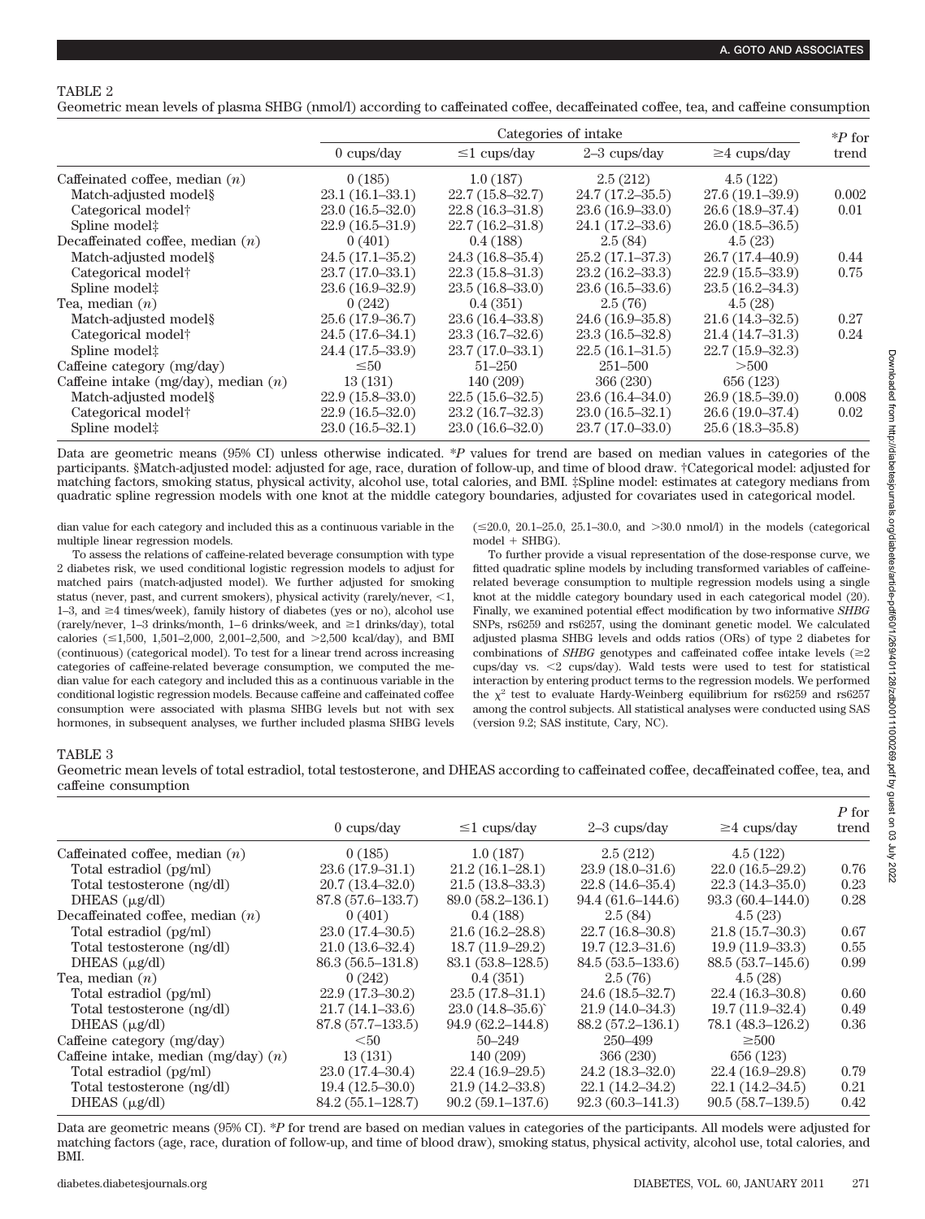TABLE 2

Geometric mean levels of plasma SHBG (nmol/l) according to caffeinated coffee, decaffeinated coffee, tea, and caffeine consumption

| | Categories of intake | | | | *P for trend |
|---|---|---|---|---|---|
| | 0 cups/day | ≤1 cups/day | 2–3 cups/day | ≥4 cups/day | |
| Caffeinated coffee, median (*n*) | 0 (185) | 1.0 (187) | 2.5 (212) | 4.5 (122) | |
| Match-adjusted model§ | 23.1 (16.1–33.1) | 22.7 (15.8–32.7) | 24.7 (17.2–35.5) | 27.6 (19.1–39.9) | 0.002 |
| Categorical model† | 23.0 (16.5–32.0) | 22.8 (16.3–31.8) | 23.6 (16.9–33.0) | 26.6 (18.9–37.4) | 0.01 |
| Spline model‡ | 22.9 (16.5–31.9) | 22.7 (16.2–31.8) | 24.1 (17.2–33.6) | 26.0 (18.5–36.5) | |
| Decaffeinated coffee, median (*n*) | 0 (401) | 0.4 (188) | 2.5 (84) | 4.5 (23) | |
| Match-adjusted model§ | 24.5 (17.1–35.2) | 24.3 (16.8–35.4) | 25.2 (17.1–37.3) | 26.7 (17.4–40.9) | 0.44 |
| Categorical model† | 23.7 (17.0–33.1) | 22.3 (15.8–31.3) | 23.2 (16.2–33.3) | 22.9 (15.5–33.9) | 0.75 |
| Spline model‡ | 23.6 (16.9–32.9) | 23.5 (16.8–33.0) | 23.6 (16.5–33.6) | 23.5 (16.2–34.3) | |
| Tea, median (*n*) | 0 (242) | 0.4 (351) | 2.5 (76) | 4.5 (28) | |
| Match-adjusted model§ | 25.6 (17.9–36.7) | 23.6 (16.4–33.8) | 24.6 (16.9–35.8) | 21.6 (14.3–32.5) | 0.27 |
| Categorical model† | 24.5 (17.6–34.1) | 23.3 (16.7–32.6) | 23.3 (16.5–32.8) | 21.4 (14.7–31.3) | 0.24 |
| Spline model‡ | 24.4 (17.5–33.9) | 23.7 (17.0–33.1) | 22.5 (16.1–31.5) | 22.7 (15.9–32.3) | |
| Caffeine category (mg/day) | ≤50 | 51–250 | 251–500 | >500 | |
| Caffeine intake (mg/day), median (*n*) | 13 (131) | 140 (209) | 366 (230) | 656 (123) | |
| Match-adjusted model§ | 22.9 (15.8–33.0) | 22.5 (15.6–32.5) | 23.6 (16.4–34.0) | 26.9 (18.5–39.0) | 0.008 |
| Categorical model† | 22.9 (16.5–32.0) | 23.2 (16.7–32.3) | 23.0 (16.5–32.1) | 26.6 (19.0–37.4) | 0.02 |
| Spline model‡ | 23.0 (16.5–32.1) | 23.0 (16.6–32.0) | 23.7 (17.0–33.0) | 25.6 (18.3–35.8) | |

Data are geometric means (95% CI) unless otherwise indicated. **P* values for trend are based on median values in categories of the participants. §Match-adjusted model: adjusted for age, race, duration of follow-up, and time of blood draw. †Categorical model: adjusted for matching factors, smoking status, physical activity, alcohol use, total calories, and BMI. ‡Spline model: estimates at category medians from quadratic spline regression models with one knot at the middle category boundaries, adjusted for covariates used in categorical model.

dian value for each category and included this as a continuous variable in the multiple linear regression models.

To assess the relations of caffeine-related beverage consumption with type 2 diabetes risk, we used conditional logistic regression models to adjust for matched pairs (match-adjusted model). We further adjusted for smoking status (never, past, and current smokers), physical activity (rarely/never, <1, 1–3, and ≥4 times/week), family history of diabetes (yes or no), alcohol use (rarely/never, 1–3 drinks/month, 1–6 drinks/week, and ≥1 drinks/day), total calories (≤1,500, 1,501–2,000, 2,001–2,500, and >2,500 kcal/day), and BMI (continuous) (categorical model). To test for a linear trend across increasing categories of caffeine-related beverage consumption, we computed the median value for each category and included this as a continuous variable in the conditional logistic regression models. Because caffeine and caffeinated coffee consumption were associated with plasma SHBG levels but not with sex hormones, in subsequent analyses, we further included plasma SHBG levels (≤20.0, 20.1–25.0, 25.1–30.0, and >30.0 nmol/l) in the models (categorical model + SHBG).

To further provide a visual representation of the dose-response curve, we fitted quadratic spline models by including transformed variables of caffeine-related beverage consumption to multiple regression models using a single knot at the middle category boundary used in each categorical model (20). Finally, we examined potential effect modification by two informative *SHBG* SNPs, rs6259 and rs6257, using the dominant genetic model. We calculated adjusted plasma SHBG levels and odds ratios (ORs) of type 2 diabetes for combinations of *SHBG* genotypes and caffeinated coffee intake levels (≥2 cups/day vs. <2 cups/day). Wald tests were used to test for statistical interaction by entering product terms to the regression models. We performed the $\chi^2$ test to evaluate Hardy-Weinberg equilibrium for rs6259 and rs6257 among the control subjects. All statistical analyses were conducted using SAS (version 9.2; SAS institute, Cary, NC).

TABLE 3

Geometric mean levels of total estradiol, total testosterone, and DHEAS according to caffeinated coffee, decaffeinated coffee, tea, and caffeine consumption

| | 0 cups/day | ≤1 cups/day | 2–3 cups/day | ≥4 cups/day | *P* for trend |
|---|---|---|---|---|---|
| Caffeinated coffee, median (*n*) | 0 (185) | 1.0 (187) | 2.5 (212) | 4.5 (122) | |
| Total estradiol (pg/ml) | 23.6 (17.9–31.1) | 21.2 (16.1–28.1) | 23.9 (18.0–31.6) | 22.0 (16.5–29.2) | 0.76 |
| Total testosterone (ng/dl) | 20.7 (13.4–32.0) | 21.5 (13.8–33.3) | 22.8 (14.6–35.4) | 22.3 (14.3–35.0) | 0.23 |
| DHEAS (μg/dl) | 87.8 (57.6–133.7) | 89.0 (58.2–136.1) | 94.4 (61.6–144.6) | 93.3 (60.4–144.0) | 0.28 |
| Decaffeinated coffee, median (*n*) | 0 (401) | 0.4 (188) | 2.5 (84) | 4.5 (23) | |
| Total estradiol (pg/ml) | 23.0 (17.4–30.5) | 21.6 (16.2–28.8) | 22.7 (16.8–30.8) | 21.8 (15.7–30.3) | 0.67 |
| Total testosterone (ng/dl) | 21.0 (13.6–32.4) | 18.7 (11.9–29.2) | 19.7 (12.3–31.6) | 19.9 (11.9–33.3) | 0.55 |
| DHEAS (μg/dl) | 86.3 (56.5–131.8) | 83.1 (53.8–128.5) | 84.5 (53.5–133.6) | 88.5 (53.7–145.6) | 0.99 |
| Tea, median (*n*) | 0 (242) | 0.4 (351) | 2.5 (76) | 4.5 (28) | |
| Total estradiol (pg/ml) | 22.9 (17.3–30.2) | 23.5 (17.8–31.1) | 24.6 (18.5–32.7) | 22.4 (16.3–30.8) | 0.60 |
| Total testosterone (ng/dl) | 21.7 (14.1–33.6) | 23.0 (14.8–35.6)` | 21.9 (14.0–34.3) | 19.7 (11.9–32.4) | 0.49 |
| DHEAS (μg/dl) | 87.8 (57.7–133.5) | 94.9 (62.2–144.8) | 88.2 (57.2–136.1) | 78.1 (48.3–126.2) | 0.36 |
| Caffeine category (mg/day) | <50 | 50–249 | 250–499 | ≥500 | |
| Caffeine intake, median (mg/day) (*n*) | 13 (131) | 140 (209) | 366 (230) | 656 (123) | |
| Total estradiol (pg/ml) | 23.0 (17.4–30.4) | 22.4 (16.9–29.5) | 24.2 (18.3–32.0) | 22.4 (16.9–29.8) | 0.79 |
| Total testosterone (ng/dl) | 19.4 (12.5–30.0) | 21.9 (14.2–33.8) | 22.1 (14.2–34.2) | 22.1 (14.2–34.5) | 0.21 |
| DHEAS (μg/dl) | 84.2 (55.1–128.7) | 90.2 (59.1–137.6) | 92.3 (60.3–141.3) | 90.5 (58.7–139.5) | 0.42 |

Data are geometric means (95% CI). **P* for trend are based on median values in categories of the participants. All models were adjusted for matching factors (age, race, duration of follow-up, and time of blood draw), smoking status, physical activity, alcohol use, total calories, and BMI.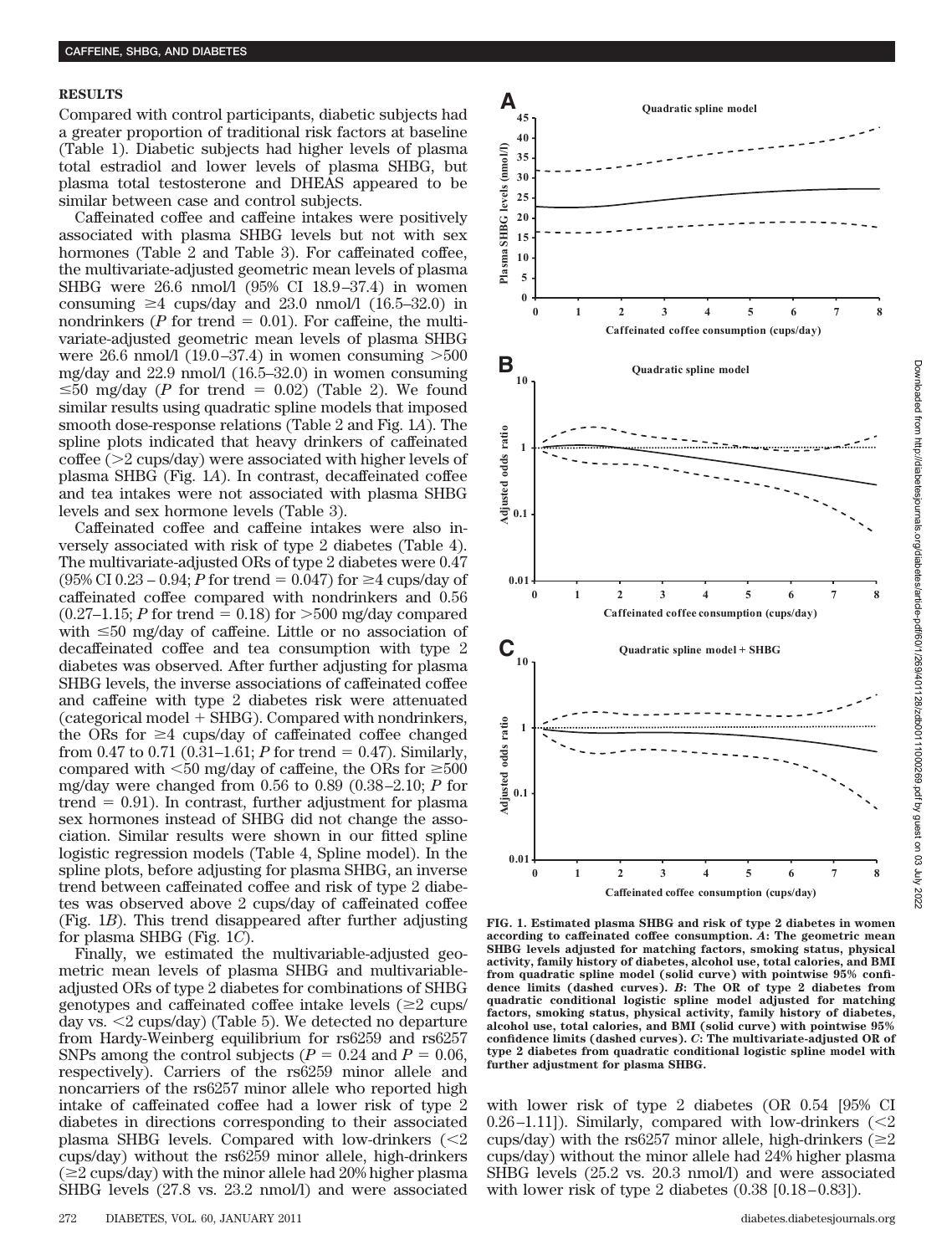## RESULTS

Compared with control participants, diabetic subjects had a greater proportion of traditional risk factors at baseline (Table 1). Diabetic subjects had higher levels of plasma total estradiol and lower levels of plasma SHBG, but plasma total testosterone and DHEAS appeared to be similar between case and control subjects.

Caffeinated coffee and caffeine intakes were positively associated with plasma SHBG levels but not with sex hormones (Table 2 and Table 3). For caffeinated coffee, the multivariate-adjusted geometric mean levels of plasma SHBG were 26.6 nmol/l (95% CI 18.9–37.4) in women consuming ≥4 cups/day and 23.0 nmol/l (16.5–32.0) in nondrinkers (*P* for trend = 0.01). For caffeine, the multivariate-adjusted geometric mean levels of plasma SHBG were 26.6 nmol/l (19.0–37.4) in women consuming >500 mg/day and 22.9 nmol/l (16.5–32.0) in women consuming ≤50 mg/day (*P* for trend = 0.02) (Table 2). We found similar results using quadratic spline models that imposed smooth dose-response relations (Table 2 and Fig. 1*A*). The spline plots indicated that heavy drinkers of caffeinated coffee (>2 cups/day) were associated with higher levels of plasma SHBG (Fig. 1*A*). In contrast, decaffeinated coffee and tea intakes were not associated with plasma SHBG levels and sex hormone levels (Table 3).

Caffeinated coffee and caffeine intakes were also inversely associated with risk of type 2 diabetes (Table 4). The multivariate-adjusted ORs of type 2 diabetes were 0.47 (95% CI 0.23 – 0.94; *P* for trend = 0.047) for ≥4 cups/day of caffeinated coffee compared with nondrinkers and 0.56 (0.27–1.15; *P* for trend = 0.18) for >500 mg/day compared with ≤50 mg/day of caffeine. Little or no association of decaffeinated coffee and tea consumption with type 2 diabetes was observed. After further adjusting for plasma SHBG levels, the inverse associations of caffeinated coffee and caffeine with type 2 diabetes risk were attenuated (categorical model + SHBG). Compared with nondrinkers, the ORs for ≥4 cups/day of caffeinated coffee changed from 0.47 to 0.71 (0.31–1.61; *P* for trend = 0.47). Similarly, compared with <50 mg/day of caffeine, the ORs for ≥500 mg/day were changed from 0.56 to 0.89 (0.38–2.10; *P* for trend = 0.91). In contrast, further adjustment for plasma sex hormones instead of SHBG did not change the association. Similar results were shown in our fitted spline logistic regression models (Table 4, Spline model). In the spline plots, before adjusting for plasma SHBG, an inverse trend between caffeinated coffee and risk of type 2 diabetes was observed above 2 cups/day of caffeinated coffee (Fig. 1*B*). This trend disappeared after further adjusting for plasma SHBG (Fig. 1*C*).

Finally, we estimated the multivariable-adjusted geometric mean levels of plasma SHBG and multivariable-adjusted ORs of type 2 diabetes for combinations of SHBG genotypes and caffeinated coffee intake levels (≥2 cups/day vs. <2 cups/day) (Table 5). We detected no departure from Hardy-Weinberg equilibrium for rs6259 and rs6257 SNPs among the control subjects (*P* = 0.24 and *P* = 0.06, respectively). Carriers of the rs6259 minor allele and noncarriers of the rs6257 minor allele who reported high intake of caffeinated coffee had a lower risk of type 2 diabetes in directions corresponding to their associated plasma SHBG levels. Compared with low-drinkers (<2 cups/day) without the rs6259 minor allele, high-drinkers (≥2 cups/day) with the minor allele had 20% higher plasma SHBG levels (27.8 vs. 23.2 nmol/l) and were associated with lower risk of type 2 diabetes (OR 0.54 [95% CI 0.26–1.11]). Similarly, compared with low-drinkers (<2 cups/day) with the rs6257 minor allele, high-drinkers (≥2 cups/day) without the minor allele had 24% higher plasma SHBG levels (25.2 vs. 20.3 nmol/l) and were associated with lower risk of type 2 diabetes (0.38 [0.18–0.83]).

A

Quadratic spline model

Plasma SHBG levels (nmol/l)

0 5 10 15 20 25 30 35 40 45

0 1 2 3 4 5 6 7 8

Caffeinated coffee consumption (cups/day)

B

Quadratic spline model

Adjusted odds ratio

0.01 0.1 1 10

0 1 2 3 4 5 6 7 8

Caffeinated coffee consumption (cups/day)

C

Quadratic spline model + SHBG

Adjusted odds ratio

0.01 0.1 1 10

0 1 2 3 4 5 6 7 8

Caffeinated coffee consumption (cups/day)

**FIG. 1. Estimated plasma SHBG and risk of type 2 diabetes in women according to caffeinated coffee consumption.** ***A*****: The geometric mean SHBG levels adjusted for matching factors, smoking status, physical activity, family history of diabetes, alcohol use, total calories, and BMI from quadratic spline model (solid curve) with pointwise 95% confidence limits (dashed curves).** ***B*****: The OR of type 2 diabetes from quadratic conditional logistic spline model adjusted for matching factors, smoking status, physical activity, family history of diabetes, alcohol use, total calories, and BMI (solid curve) with pointwise 95% confidence limits (dashed curves).** ***C*****: The multivariate-adjusted OR of type 2 diabetes from quadratic conditional logistic spline model with further adjustment for plasma SHBG.**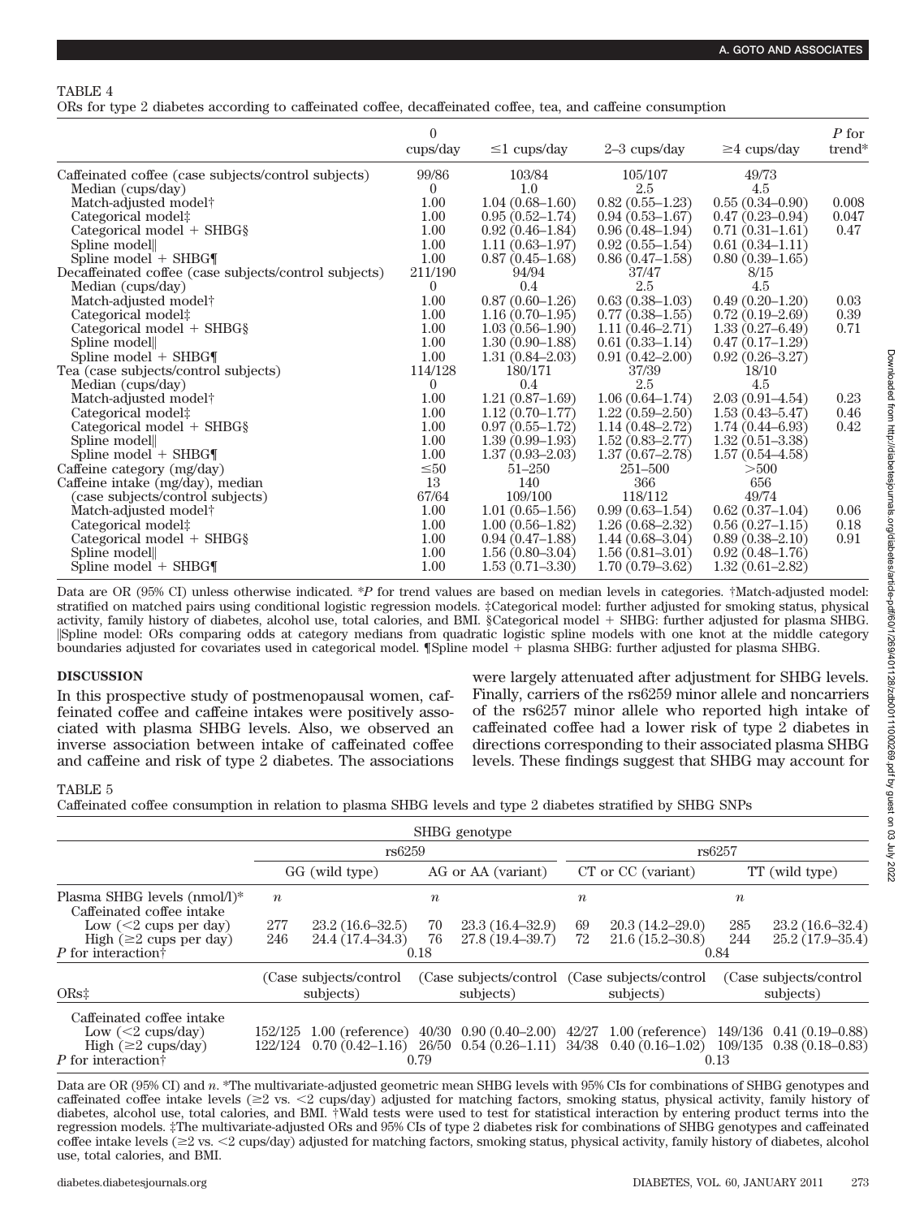TABLE 4

ORs for type 2 diabetes according to caffeinated coffee, decaffeinated coffee, tea, and caffeine consumption

| | 0 cups/day | ≤1 cups/day | 2–3 cups/day | ≥4 cups/day | *P* for trend* |
|---|---|---|---|---|---|
| Caffeinated coffee (case subjects/control subjects) | 99/86 | 103/84 | 105/107 | 49/73 | |
| Median (cups/day) | 0 | 1.0 | 2.5 | 4.5 | |
| Match-adjusted model† | 1.00 | 1.04 (0.68–1.60) | 0.82 (0.55–1.23) | 0.55 (0.34–0.90) | 0.008 |
| Categorical model‡ | 1.00 | 0.95 (0.52–1.74) | 0.94 (0.53–1.67) | 0.47 (0.23–0.94) | 0.047 |
| Categorical model + SHBG§ | 1.00 | 0.92 (0.46–1.84) | 0.96 (0.48–1.94) | 0.71 (0.31–1.61) | 0.47 |
| Spline model‖ | 1.00 | 1.11 (0.63–1.97) | 0.92 (0.55–1.54) | 0.61 (0.34–1.11) | |
| Spline model + SHBG¶ | 1.00 | 0.87 (0.45–1.68) | 0.86 (0.47–1.58) | 0.80 (0.39–1.65) | |
| Decaffeinated coffee (case subjects/control subjects) | 211/190 | 94/94 | 37/47 | 8/15 | |
| Median (cups/day) | 0 | 0.4 | 2.5 | 4.5 | |
| Match-adjusted model† | 1.00 | 0.87 (0.60–1.26) | 0.63 (0.38–1.03) | 0.49 (0.20–1.20) | 0.03 |
| Categorical model‡ | 1.00 | 1.16 (0.70–1.95) | 0.77 (0.38–1.55) | 0.72 (0.19–2.69) | 0.39 |
| Categorical model + SHBG§ | 1.00 | 1.03 (0.56–1.90) | 1.11 (0.46–2.71) | 1.33 (0.27–6.49) | 0.71 |
| Spline model‖ | 1.00 | 1.30 (0.90–1.88) | 0.61 (0.33–1.14) | 0.47 (0.17–1.29) | |
| Spline model + SHBG¶ | 1.00 | 1.31 (0.84–2.03) | 0.91 (0.42–2.00) | 0.92 (0.26–3.27) | |
| Tea (case subjects/control subjects) | 114/128 | 180/171 | 37/39 | 18/10 | |
| Median (cups/day) | 0 | 0.4 | 2.5 | 4.5 | |
| Match-adjusted model† | 1.00 | 1.21 (0.87–1.69) | 1.06 (0.64–1.74) | 2.03 (0.91–4.54) | 0.23 |
| Categorical model‡ | 1.00 | 1.12 (0.70–1.77) | 1.22 (0.59–2.50) | 1.53 (0.43–5.47) | 0.46 |
| Categorical model + SHBG§ | 1.00 | 0.97 (0.55–1.72) | 1.14 (0.48–2.72) | 1.74 (0.44–6.93) | 0.42 |
| Spline model‖ | 1.00 | 1.39 (0.99–1.93) | 1.52 (0.83–2.77) | 1.32 (0.51–3.38) | |
| Spline model + SHBG¶ | 1.00 | 1.37 (0.93–2.03) | 1.37 (0.67–2.78) | 1.57 (0.54–4.58) | |
| Caffeine category (mg/day) | ≤50 | 51–250 | 251–500 | >500 | |
| Caffeine intake (mg/day), median | 13 | 140 | 366 | 656 | |
| (case subjects/control subjects) | 67/64 | 109/100 | 118/112 | 49/74 | |
| Match-adjusted model† | 1.00 | 1.01 (0.65–1.56) | 0.99 (0.63–1.54) | 0.62 (0.37–1.04) | 0.06 |
| Categorical model‡ | 1.00 | 1.00 (0.56–1.82) | 1.26 (0.68–2.32) | 0.56 (0.27–1.15) | 0.18 |
| Categorical model + SHBG§ | 1.00 | 0.94 (0.47–1.88) | 1.44 (0.68–3.04) | 0.89 (0.38–2.10) | 0.91 |
| Spline model‖ | 1.00 | 1.56 (0.80–3.04) | 1.56 (0.81–3.01) | 0.92 (0.48–1.76) | |
| Spline model + SHBG¶ | 1.00 | 1.53 (0.71–3.30) | 1.70 (0.79–3.62) | 1.32 (0.61–2.82) | |

Data are OR (95% CI) unless otherwise indicated. \**P* for trend values are based on median levels in categories. †Match-adjusted model: stratified on matched pairs using conditional logistic regression models. ‡Categorical model: further adjusted for smoking status, physical activity, family history of diabetes, alcohol use, total calories, and BMI. §Categorical model + SHBG: further adjusted for plasma SHBG. ‖Spline model: ORs comparing odds at category medians from quadratic logistic spline models with one knot at the middle category boundaries adjusted for covariates used in categorical model. ¶Spline model + plasma SHBG: further adjusted for plasma SHBG.

## DISCUSSION

In this prospective study of postmenopausal women, caffeinated coffee and caffeine intakes were positively associated with plasma SHBG levels. Also, we observed an inverse association between intake of caffeinated coffee and caffeine and risk of type 2 diabetes. The associations were largely attenuated after adjustment for SHBG levels. Finally, carriers of the rs6259 minor allele and noncarriers of the rs6257 minor allele who reported high intake of caffeinated coffee had a lower risk of type 2 diabetes in directions corresponding to their associated plasma SHBG levels. These findings suggest that SHBG may account for

TABLE 5

Caffeinated coffee consumption in relation to plasma SHBG levels and type 2 diabetes stratified by SHBG SNPs

| | SHBG genotype | | | | | | | |
|---|---|---|---|---|---|---|---|---|
| | rs6259 | | | | rs6257 | | | |
| | GG (wild type) | | AG or AA (variant) | | CT or CC (variant) | | TT (wild type) | |
| Plasma SHBG levels (nmol/l)* | *n* | | *n* | | *n* | | *n* | |
| Caffeinated coffee intake | | | | | | | | |
| Low (<2 cups per day) | 277 | 23.2 (16.6–32.5) | 70 | 23.3 (16.4–32.9) | 69 | 20.3 (14.2–29.0) | 285 | 23.2 (16.6–32.4) |
| High (≥2 cups per day) | 246 | 24.4 (17.4–34.3) | 76 | 27.8 (19.4–39.7) | 72 | 21.6 (15.2–30.8) | 244 | 25.2 (17.9–35.4) |
| *P* for interaction† | 0.18 | | | | 0.84 | | | |
| ORs‡ | (Case subjects/control subjects) | | (Case subjects/control subjects) | | (Case subjects/control subjects) | | (Case subjects/control subjects) | |
| Caffeinated coffee intake | | | | | | | | |
| Low (<2 cups/day) | 152/125 | 1.00 (reference) | 40/30 | 0.90 (0.40–2.00) | 42/27 | 1.00 (reference) | 149/136 | 0.41 (0.19–0.88) |
| High (≥2 cups/day) | 122/124 | 0.70 (0.42–1.16) | 26/50 | 0.54 (0.26–1.11) | 34/38 | 0.40 (0.16–1.02) | 109/135 | 0.38 (0.18–0.83) |
| *P* for interaction† | 0.79 | | | | 0.13 | | | |

Data are OR (95% CI) and *n*. \*The multivariate-adjusted geometric mean SHBG levels with 95% CIs for combinations of SHBG genotypes and caffeinated coffee intake levels (≥2 vs. <2 cups/day) adjusted for matching factors, smoking status, physical activity, family history of diabetes, alcohol use, total calories, and BMI. †Wald tests were used to test for statistical interaction by entering product terms into the regression models. ‡The multivariate-adjusted ORs and 95% CIs of type 2 diabetes risk for combinations of SHBG genotypes and caffeinated coffee intake levels (≥2 vs. <2 cups/day) adjusted for matching factors, smoking status, physical activity, family history of diabetes, alcohol use, total calories, and BMI.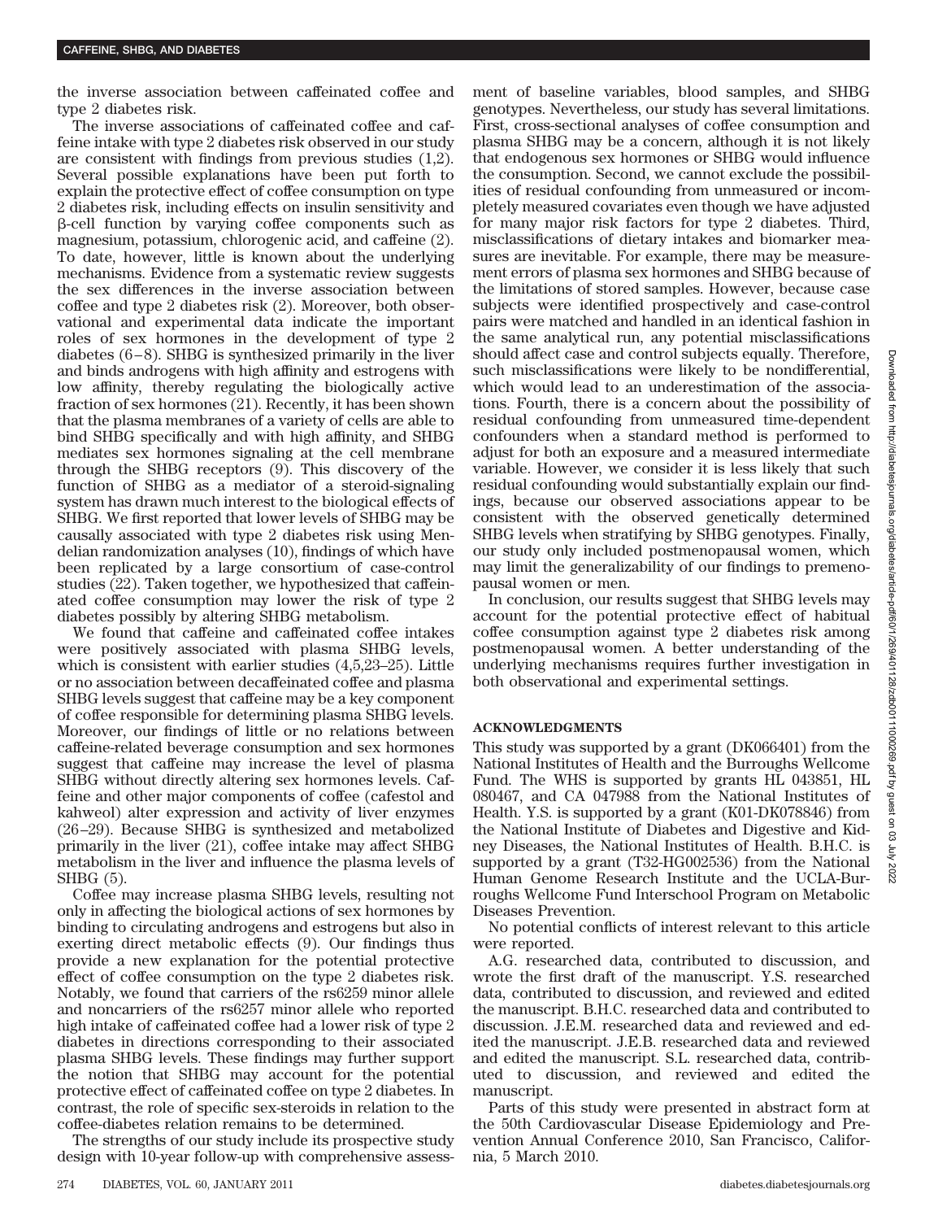the inverse association between caffeinated coffee and type 2 diabetes risk.

The inverse associations of caffeinated coffee and caffeine intake with type 2 diabetes risk observed in our study are consistent with findings from previous studies (1,2). Several possible explanations have been put forth to explain the protective effect of coffee consumption on type 2 diabetes risk, including effects on insulin sensitivity and β-cell function by varying coffee components such as magnesium, potassium, chlorogenic acid, and caffeine (2). To date, however, little is known about the underlying mechanisms. Evidence from a systematic review suggests the sex differences in the inverse association between coffee and type 2 diabetes risk (2). Moreover, both observational and experimental data indicate the important roles of sex hormones in the development of type 2 diabetes (6–8). SHBG is synthesized primarily in the liver and binds androgens with high affinity and estrogens with low affinity, thereby regulating the biologically active fraction of sex hormones (21). Recently, it has been shown that the plasma membranes of a variety of cells are able to bind SHBG specifically and with high affinity, and SHBG mediates sex hormones signaling at the cell membrane through the SHBG receptors (9). This discovery of the function of SHBG as a mediator of a steroid-signaling system has drawn much interest to the biological effects of SHBG. We first reported that lower levels of SHBG may be causally associated with type 2 diabetes risk using Mendelian randomization analyses (10), findings of which have been replicated by a large consortium of case-control studies (22). Taken together, we hypothesized that caffeinated coffee consumption may lower the risk of type 2 diabetes possibly by altering SHBG metabolism.

We found that caffeine and caffeinated coffee intakes were positively associated with plasma SHBG levels, which is consistent with earlier studies (4,5,23–25). Little or no association between decaffeinated coffee and plasma SHBG levels suggest that caffeine may be a key component of coffee responsible for determining plasma SHBG levels. Moreover, our findings of little or no relations between caffeine-related beverage consumption and sex hormones suggest that caffeine may increase the level of plasma SHBG without directly altering sex hormones levels. Caffeine and other major components of coffee (cafestol and kahweol) alter expression and activity of liver enzymes (26–29). Because SHBG is synthesized and metabolized primarily in the liver (21), coffee intake may affect SHBG metabolism in the liver and influence the plasma levels of SHBG (5).

Coffee may increase plasma SHBG levels, resulting not only in affecting the biological actions of sex hormones by binding to circulating androgens and estrogens but also in exerting direct metabolic effects (9). Our findings thus provide a new explanation for the potential protective effect of coffee consumption on the type 2 diabetes risk. Notably, we found that carriers of the rs6259 minor allele and noncarriers of the rs6257 minor allele who reported high intake of caffeinated coffee had a lower risk of type 2 diabetes in directions corresponding to their associated plasma SHBG levels. These findings may further support the notion that SHBG may account for the potential protective effect of caffeinated coffee on type 2 diabetes. In contrast, the role of specific sex-steroids in relation to the coffee-diabetes relation remains to be determined.

The strengths of our study include its prospective study design with 10-year follow-up with comprehensive assessment of baseline variables, blood samples, and SHBG genotypes. Nevertheless, our study has several limitations. First, cross-sectional analyses of coffee consumption and plasma SHBG may be a concern, although it is not likely that endogenous sex hormones or SHBG would influence the consumption. Second, we cannot exclude the possibilities of residual confounding from unmeasured or incompletely measured covariates even though we have adjusted for many major risk factors for type 2 diabetes. Third, misclassifications of dietary intakes and biomarker measures are inevitable. For example, there may be measurement errors of plasma sex hormones and SHBG because of the limitations of stored samples. However, because case subjects were identified prospectively and case-control pairs were matched and handled in an identical fashion in the same analytical run, any potential misclassifications should affect case and control subjects equally. Therefore, such misclassifications were likely to be nondifferential, which would lead to an underestimation of the associations. Fourth, there is a concern about the possibility of residual confounding from unmeasured time-dependent confounders when a standard method is performed to adjust for both an exposure and a measured intermediate variable. However, we consider it is less likely that such residual confounding would substantially explain our findings, because our observed associations appear to be consistent with the observed genetically determined SHBG levels when stratifying by SHBG genotypes. Finally, our study only included postmenopausal women, which may limit the generalizability of our findings to premenopausal women or men.

In conclusion, our results suggest that SHBG levels may account for the potential protective effect of habitual coffee consumption against type 2 diabetes risk among postmenopausal women. A better understanding of the underlying mechanisms requires further investigation in both observational and experimental settings.

## ACKNOWLEDGMENTS

This study was supported by a grant (DK066401) from the National Institutes of Health and the Burroughs Wellcome Fund. The WHS is supported by grants HL 043851, HL 080467, and CA 047988 from the National Institutes of Health. Y.S. is supported by a grant (K01-DK078846) from the National Institute of Diabetes and Digestive and Kidney Diseases, the National Institutes of Health. B.H.C. is supported by a grant (T32-HG002536) from the National Human Genome Research Institute and the UCLA-Burroughs Wellcome Fund Interschool Program on Metabolic Diseases Prevention.

No potential conflicts of interest relevant to this article were reported.

A.G. researched data, contributed to discussion, and wrote the first draft of the manuscript. Y.S. researched data, contributed to discussion, and reviewed and edited the manuscript. B.H.C. researched data and contributed to discussion. J.E.M. researched data and reviewed and edited the manuscript. J.E.B. researched data and reviewed and edited the manuscript. S.L. researched data, contributed to discussion, and reviewed and edited the manuscript.

Parts of this study were presented in abstract form at the 50th Cardiovascular Disease Epidemiology and Prevention Annual Conference 2010, San Francisco, California, 5 March 2010.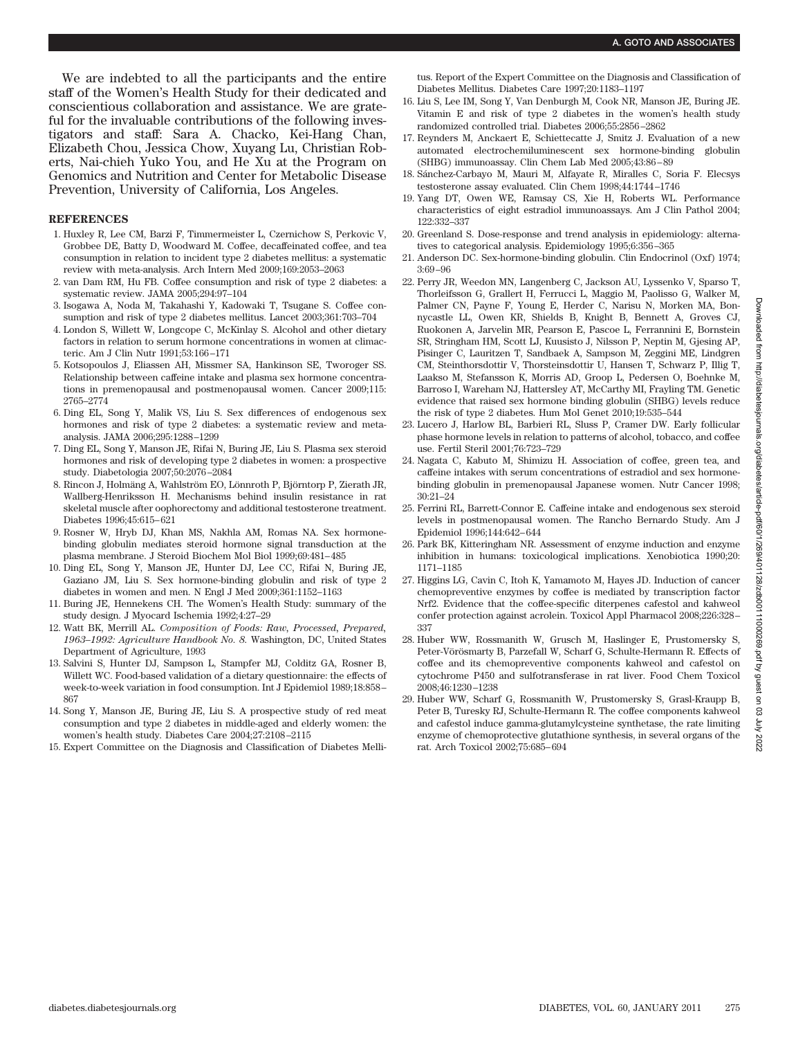We are indebted to all the participants and the entire staff of the Women's Health Study for their dedicated and conscientious collaboration and assistance. We are grateful for the invaluable contributions of the following investigators and staff: Sara A. Chacko, Kei-Hang Chan, Elizabeth Chou, Jessica Chow, Xuyang Lu, Christian Roberts, Nai-chieh Yuko You, and He Xu at the Program on Genomics and Nutrition and Center for Metabolic Disease Prevention, University of California, Los Angeles.

## REFERENCES

1. Huxley R, Lee CM, Barzi F, Timmermeister L, Czernichow S, Perkovic V, Grobbee DE, Batty D, Woodward M. Coffee, decaffeinated coffee, and tea consumption in relation to incident type 2 diabetes mellitus: a systematic review with meta-analysis. Arch Intern Med 2009;169:2053–2063
2. van Dam RM, Hu FB. Coffee consumption and risk of type 2 diabetes: a systematic review. JAMA 2005;294:97–104
3. Isogawa A, Noda M, Takahashi Y, Kadowaki T, Tsugane S. Coffee consumption and risk of type 2 diabetes mellitus. Lancet 2003;361:703–704
4. London S, Willett W, Longcope C, McKinlay S. Alcohol and other dietary factors in relation to serum hormone concentrations in women at climacteric. Am J Clin Nutr 1991;53:166–171
5. Kotsopoulos J, Eliassen AH, Missmer SA, Hankinson SE, Tworoger SS. Relationship between caffeine intake and plasma sex hormone concentrations in premenopausal and postmenopausal women. Cancer 2009;115: 2765–2774
6. Ding EL, Song Y, Malik VS, Liu S. Sex differences of endogenous sex hormones and risk of type 2 diabetes: a systematic review and meta-analysis. JAMA 2006;295:1288–1299
7. Ding EL, Song Y, Manson JE, Rifai N, Buring JE, Liu S. Plasma sex steroid hormones and risk of developing type 2 diabetes in women: a prospective study. Diabetologia 2007;50:2076–2084
8. Rincon J, Holmäng A, Wahlström EO, Lönnroth P, Björntorp P, Zierath JR, Wallberg-Henriksson H. Mechanisms behind insulin resistance in rat skeletal muscle after oophorectomy and additional testosterone treatment. Diabetes 1996;45:615–621
9. Rosner W, Hryb DJ, Khan MS, Nakhla AM, Romas NA. Sex hormone-binding globulin mediates steroid hormone signal transduction at the plasma membrane. J Steroid Biochem Mol Biol 1999;69:481–485
10. Ding EL, Song Y, Manson JE, Hunter DJ, Lee CC, Rifai N, Buring JE, Gaziano JM, Liu S. Sex hormone-binding globulin and risk of type 2 diabetes in women and men. N Engl J Med 2009;361:1152–1163
11. Buring JE, Hennekens CH. The Women's Health Study: summary of the study design. J Myocard Ischemia 1992;4:27–29
12. Watt BK, Merrill AL. *Composition of Foods: Raw, Processed, Prepared, 1963–1992: Agriculture Handbook No. 8.* Washington, DC, United States Department of Agriculture, 1993
13. Salvini S, Hunter DJ, Sampson L, Stampfer MJ, Colditz GA, Rosner B, Willett WC. Food-based validation of a dietary questionnaire: the effects of week-to-week variation in food consumption. Int J Epidemiol 1989;18:858–867
14. Song Y, Manson JE, Buring JE, Liu S. A prospective study of red meat consumption and type 2 diabetes in middle-aged and elderly women: the women's health study. Diabetes Care 2004;27:2108–2115
15. Expert Committee on the Diagnosis and Classification of Diabetes Mellitus. Report of the Expert Committee on the Diagnosis and Classification of Diabetes Mellitus. Diabetes Care 1997;20:1183–1197
16. Liu S, Lee IM, Song Y, Van Denburgh M, Cook NR, Manson JE, Buring JE. Vitamin E and risk of type 2 diabetes in the women's health study randomized controlled trial. Diabetes 2006;55:2856–2862
17. Reynders M, Anckaert E, Schiettecatte J, Smitz J. Evaluation of a new automated electrochemiluminescent sex hormone-binding globulin (SHBG) immunoassay. Clin Chem Lab Med 2005;43:86–89
18. Sánchez-Carbayo M, Mauri M, Alfayate R, Miralles C, Soria F. Elecsys testosterone assay evaluated. Clin Chem 1998;44:1744–1746
19. Yang DT, Owen WE, Ramsay CS, Xie H, Roberts WL. Performance characteristics of eight estradiol immunoassays. Am J Clin Pathol 2004; 122:332–337
20. Greenland S. Dose-response and trend analysis in epidemiology: alternatives to categorical analysis. Epidemiology 1995;6:356–365
21. Anderson DC. Sex-hormone-binding globulin. Clin Endocrinol (Oxf) 1974; 3:69–96
22. Perry JR, Weedon MN, Langenberg C, Jackson AU, Lyssenko V, Sparso T, Thorleifsson G, Grallert H, Ferrucci L, Maggio M, Paolisso G, Walker M, Palmer CN, Payne F, Young E, Herder C, Narisu N, Morken MA, Bonnycastle LL, Owen KR, Shields B, Knight B, Bennett A, Groves CJ, Ruokonen A, Jarvelin MR, Pearson E, Pascoe L, Ferrannini E, Bornstein SR, Stringham HM, Scott LJ, Kuusisto J, Nilsson P, Neptin M, Gjesing AP, Pisinger C, Lauritzen T, Sandbaek A, Sampson M, Zeggini ME, Lindgren CM, Steinthorsdottir V, Thorsteinsdottir U, Hansen T, Schwarz P, Illig T, Laakso M, Stefansson K, Morris AD, Groop L, Pedersen O, Boehnke M, Barroso I, Wareham NJ, Hattersley AT, McCarthy MI, Frayling TM. Genetic evidence that raised sex hormone binding globulin (SHBG) levels reduce the risk of type 2 diabetes. Hum Mol Genet 2010;19:535–544
23. Lucero J, Harlow BL, Barbieri RL, Sluss P, Cramer DW. Early follicular phase hormone levels in relation to patterns of alcohol, tobacco, and coffee use. Fertil Steril 2001;76:723–729
24. Nagata C, Kabuto M, Shimizu H. Association of coffee, green tea, and caffeine intakes with serum concentrations of estradiol and sex hormone-binding globulin in premenopausal Japanese women. Nutr Cancer 1998; 30:21–24
25. Ferrini RL, Barrett-Connor E. Caffeine intake and endogenous sex steroid levels in postmenopausal women. The Rancho Bernardo Study. Am J Epidemiol 1996;144:642–644
26. Park BK, Kitteringham NR. Assessment of enzyme induction and enzyme inhibition in humans: toxicological implications. Xenobiotica 1990;20: 1171–1185
27. Higgins LG, Cavin C, Itoh K, Yamamoto M, Hayes JD. Induction of cancer chemopreventive enzymes by coffee is mediated by transcription factor Nrf2. Evidence that the coffee-specific diterpenes cafestol and kahweol confer protection against acrolein. Toxicol Appl Pharmacol 2008;226:328–337
28. Huber WW, Rossmanith W, Grusch M, Haslinger E, Prustomersky S, Peter-Vörösmarty B, Parzefall W, Scharf G, Schulte-Hermann R. Effects of coffee and its chemopreventive components kahweol and cafestol on cytochrome P450 and sulfotransferase in rat liver. Food Chem Toxicol 2008;46:1230–1238
29. Huber WW, Scharf G, Rossmanith W, Prustomersky S, Grasl-Kraupp B, Peter B, Turesky RJ, Schulte-Hermann R. The coffee components kahweol and cafestol induce gamma-glutamylcysteine synthetase, the rate limiting enzyme of chemoprotective glutathione synthesis, in several organs of the rat. Arch Toxicol 2002;75:685–694